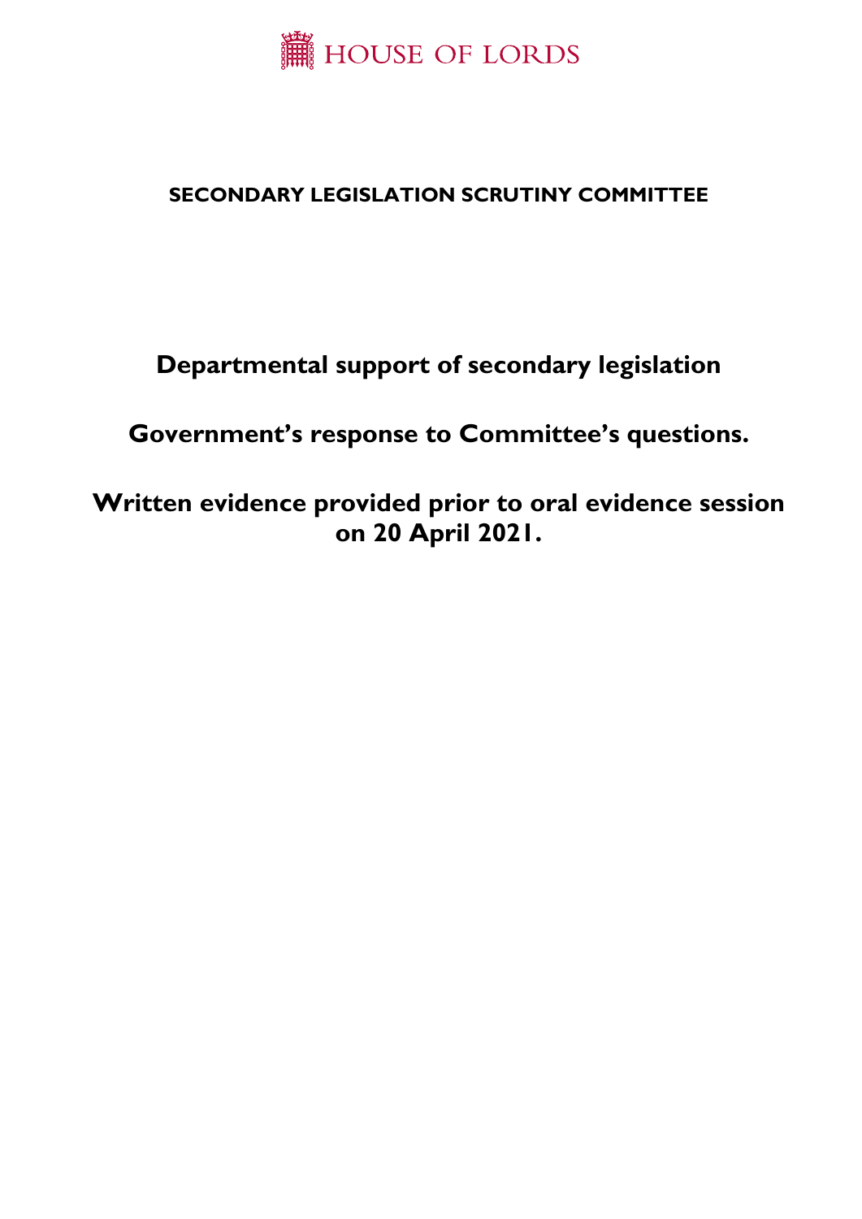HOUSE OF LORDS

**SECONDARY LEGISLATION SCRUTINY COMMITTEE**

# Departmental support of secondary legislation

## Government's response to Committee's questions.

## Written evidence provided prior to oral evidence session on 20 April 2021.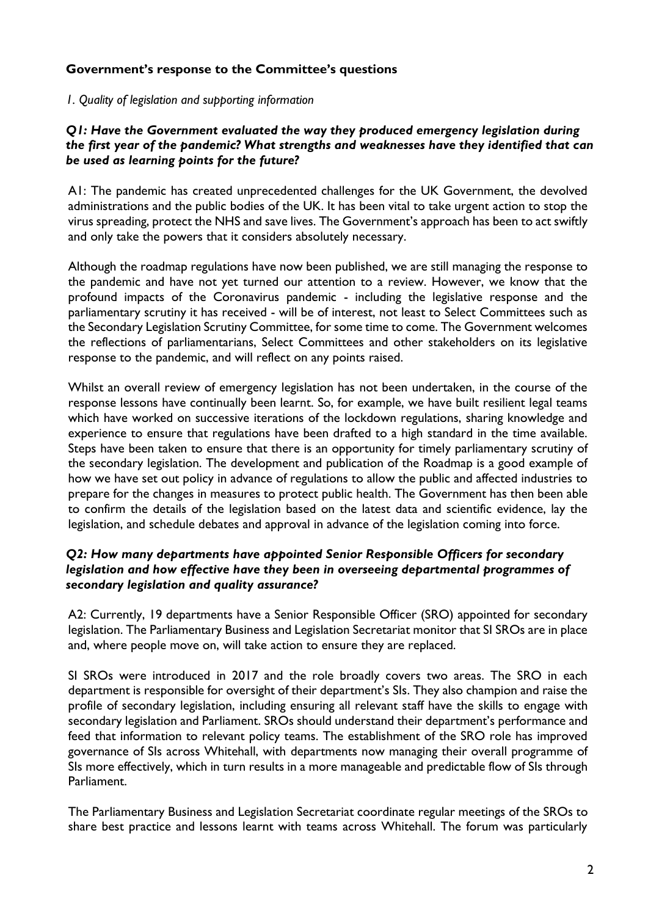## Government's response to the Committee's questions

*1. Quality of legislation and supporting information*

***Q1: Have the Government evaluated the way they produced emergency legislation during the first year of the pandemic? What strengths and weaknesses have they identified that can be used as learning points for the future?***

A1: The pandemic has created unprecedented challenges for the UK Government, the devolved administrations and the public bodies of the UK. It has been vital to take urgent action to stop the virus spreading, protect the NHS and save lives. The Government's approach has been to act swiftly and only take the powers that it considers absolutely necessary.

Although the roadmap regulations have now been published, we are still managing the response to the pandemic and have not yet turned our attention to a review. However, we know that the profound impacts of the Coronavirus pandemic - including the legislative response and the parliamentary scrutiny it has received - will be of interest, not least to Select Committees such as the Secondary Legislation Scrutiny Committee, for some time to come. The Government welcomes the reflections of parliamentarians, Select Committees and other stakeholders on its legislative response to the pandemic, and will reflect on any points raised.

Whilst an overall review of emergency legislation has not been undertaken, in the course of the response lessons have continually been learnt. So, for example, we have built resilient legal teams which have worked on successive iterations of the lockdown regulations, sharing knowledge and experience to ensure that regulations have been drafted to a high standard in the time available. Steps have been taken to ensure that there is an opportunity for timely parliamentary scrutiny of the secondary legislation. The development and publication of the Roadmap is a good example of how we have set out policy in advance of regulations to allow the public and affected industries to prepare for the changes in measures to protect public health. The Government has then been able to confirm the details of the legislation based on the latest data and scientific evidence, lay the legislation, and schedule debates and approval in advance of the legislation coming into force.

***Q2: How many departments have appointed Senior Responsible Officers for secondary legislation and how effective have they been in overseeing departmental programmes of secondary legislation and quality assurance?***

A2: Currently, 19 departments have a Senior Responsible Officer (SRO) appointed for secondary legislation. The Parliamentary Business and Legislation Secretariat monitor that SI SROs are in place and, where people move on, will take action to ensure they are replaced.

SI SROs were introduced in 2017 and the role broadly covers two areas. The SRO in each department is responsible for oversight of their department's SIs. They also champion and raise the profile of secondary legislation, including ensuring all relevant staff have the skills to engage with secondary legislation and Parliament. SROs should understand their department's performance and feed that information to relevant policy teams. The establishment of the SRO role has improved governance of SIs across Whitehall, with departments now managing their overall programme of SIs more effectively, which in turn results in a more manageable and predictable flow of SIs through Parliament.

The Parliamentary Business and Legislation Secretariat coordinate regular meetings of the SROs to share best practice and lessons learnt with teams across Whitehall. The forum was particularly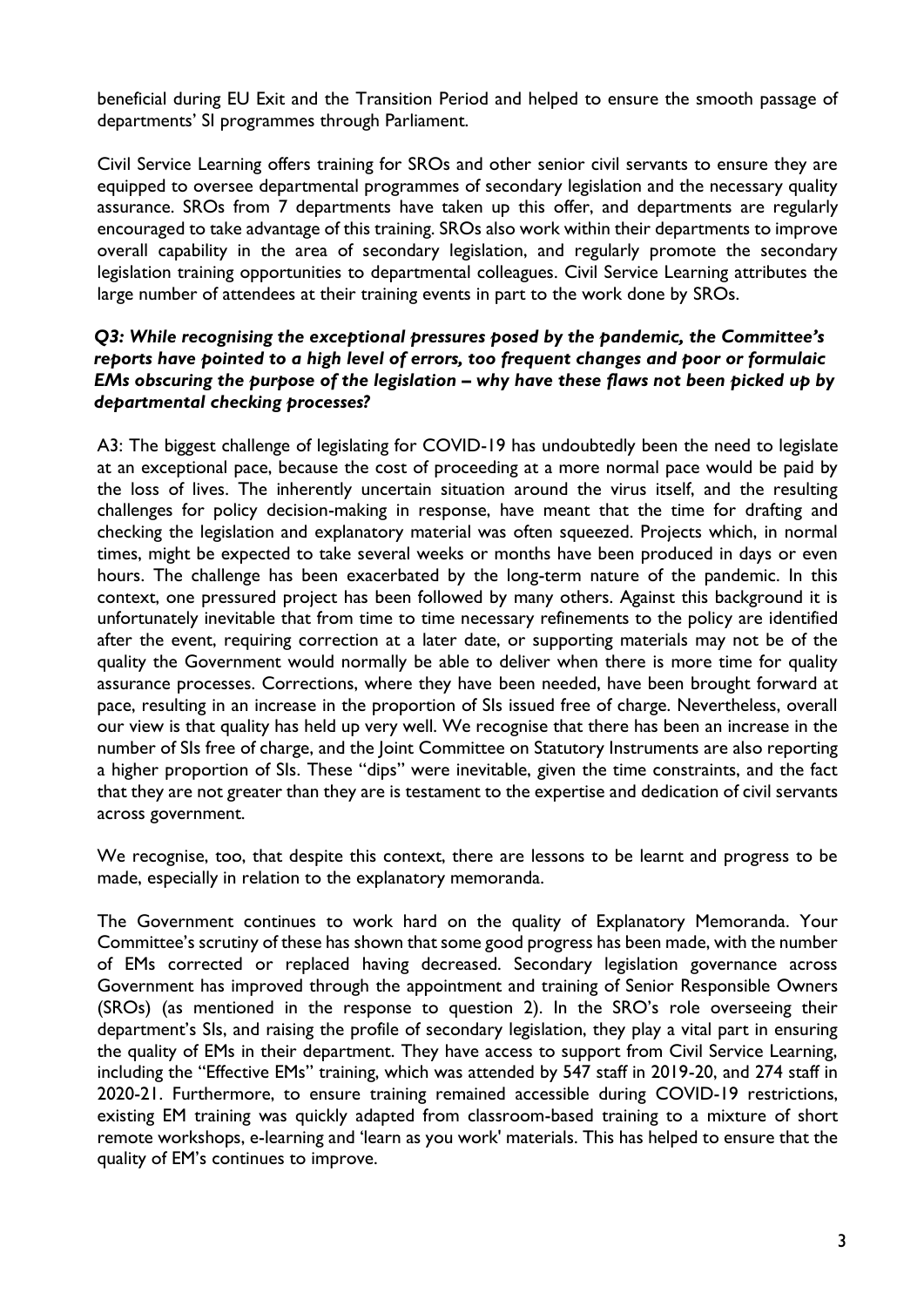beneficial during EU Exit and the Transition Period and helped to ensure the smooth passage of departments' SI programmes through Parliament.

Civil Service Learning offers training for SROs and other senior civil servants to ensure they are equipped to oversee departmental programmes of secondary legislation and the necessary quality assurance. SROs from 7 departments have taken up this offer, and departments are regularly encouraged to take advantage of this training. SROs also work within their departments to improve overall capability in the area of secondary legislation, and regularly promote the secondary legislation training opportunities to departmental colleagues. Civil Service Learning attributes the large number of attendees at their training events in part to the work done by SROs.

***Q3: While recognising the exceptional pressures posed by the pandemic, the Committee's reports have pointed to a high level of errors, too frequent changes and poor or formulaic EMs obscuring the purpose of the legislation – why have these flaws not been picked up by departmental checking processes?***

A3: The biggest challenge of legislating for COVID-19 has undoubtedly been the need to legislate at an exceptional pace, because the cost of proceeding at a more normal pace would be paid by the loss of lives. The inherently uncertain situation around the virus itself, and the resulting challenges for policy decision-making in response, have meant that the time for drafting and checking the legislation and explanatory material was often squeezed. Projects which, in normal times, might be expected to take several weeks or months have been produced in days or even hours. The challenge has been exacerbated by the long-term nature of the pandemic. In this context, one pressured project has been followed by many others. Against this background it is unfortunately inevitable that from time to time necessary refinements to the policy are identified after the event, requiring correction at a later date, or supporting materials may not be of the quality the Government would normally be able to deliver when there is more time for quality assurance processes. Corrections, where they have been needed, have been brought forward at pace, resulting in an increase in the proportion of SIs issued free of charge. Nevertheless, overall our view is that quality has held up very well. We recognise that there has been an increase in the number of SIs free of charge, and the Joint Committee on Statutory Instruments are also reporting a higher proportion of SIs. These "dips" were inevitable, given the time constraints, and the fact that they are not greater than they are is testament to the expertise and dedication of civil servants across government.

We recognise, too, that despite this context, there are lessons to be learnt and progress to be made, especially in relation to the explanatory memoranda.

The Government continues to work hard on the quality of Explanatory Memoranda. Your Committee's scrutiny of these has shown that some good progress has been made, with the number of EMs corrected or replaced having decreased. Secondary legislation governance across Government has improved through the appointment and training of Senior Responsible Owners (SROs) (as mentioned in the response to question 2). In the SRO's role overseeing their department's SIs, and raising the profile of secondary legislation, they play a vital part in ensuring the quality of EMs in their department. They have access to support from Civil Service Learning, including the "Effective EMs" training, which was attended by 547 staff in 2019-20, and 274 staff in 2020-21. Furthermore, to ensure training remained accessible during COVID-19 restrictions, existing EM training was quickly adapted from classroom-based training to a mixture of short remote workshops, e-learning and 'learn as you work' materials. This has helped to ensure that the quality of EM's continues to improve.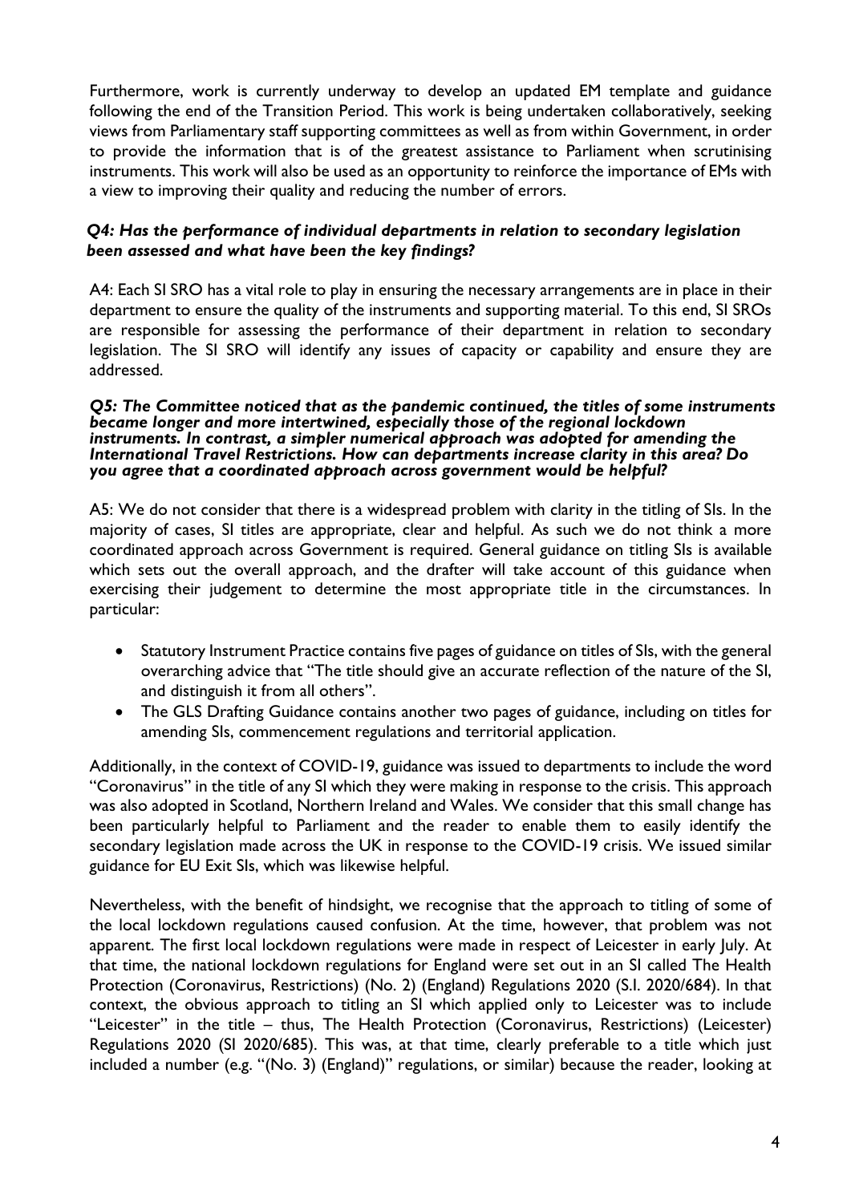Furthermore, work is currently underway to develop an updated EM template and guidance following the end of the Transition Period. This work is being undertaken collaboratively, seeking views from Parliamentary staff supporting committees as well as from within Government, in order to provide the information that is of the greatest assistance to Parliament when scrutinising instruments. This work will also be used as an opportunity to reinforce the importance of EMs with a view to improving their quality and reducing the number of errors.

***Q4: Has the performance of individual departments in relation to secondary legislation been assessed and what have been the key findings?***

A4: Each SI SRO has a vital role to play in ensuring the necessary arrangements are in place in their department to ensure the quality of the instruments and supporting material. To this end, SI SROs are responsible for assessing the performance of their department in relation to secondary legislation. The SI SRO will identify any issues of capacity or capability and ensure they are addressed.

***Q5: The Committee noticed that as the pandemic continued, the titles of some instruments became longer and more intertwined, especially those of the regional lockdown instruments. In contrast, a simpler numerical approach was adopted for amending the International Travel Restrictions. How can departments increase clarity in this area? Do you agree that a coordinated approach across government would be helpful?***

A5: We do not consider that there is a widespread problem with clarity in the titling of SIs. In the majority of cases, SI titles are appropriate, clear and helpful. As such we do not think a more coordinated approach across Government is required. General guidance on titling SIs is available which sets out the overall approach, and the drafter will take account of this guidance when exercising their judgement to determine the most appropriate title in the circumstances. In particular:

- Statutory Instrument Practice contains five pages of guidance on titles of SIs, with the general overarching advice that "The title should give an accurate reflection of the nature of the SI, and distinguish it from all others".
- The GLS Drafting Guidance contains another two pages of guidance, including on titles for amending SIs, commencement regulations and territorial application.

Additionally, in the context of COVID-19, guidance was issued to departments to include the word "Coronavirus" in the title of any SI which they were making in response to the crisis. This approach was also adopted in Scotland, Northern Ireland and Wales. We consider that this small change has been particularly helpful to Parliament and the reader to enable them to easily identify the secondary legislation made across the UK in response to the COVID-19 crisis. We issued similar guidance for EU Exit SIs, which was likewise helpful.

Nevertheless, with the benefit of hindsight, we recognise that the approach to titling of some of the local lockdown regulations caused confusion. At the time, however, that problem was not apparent. The first local lockdown regulations were made in respect of Leicester in early July. At that time, the national lockdown regulations for England were set out in an SI called The Health Protection (Coronavirus, Restrictions) (No. 2) (England) Regulations 2020 (S.I. 2020/684). In that context, the obvious approach to titling an SI which applied only to Leicester was to include "Leicester" in the title – thus, The Health Protection (Coronavirus, Restrictions) (Leicester) Regulations 2020 (SI 2020/685). This was, at that time, clearly preferable to a title which just included a number (e.g. "(No. 3) (England)" regulations, or similar) because the reader, looking at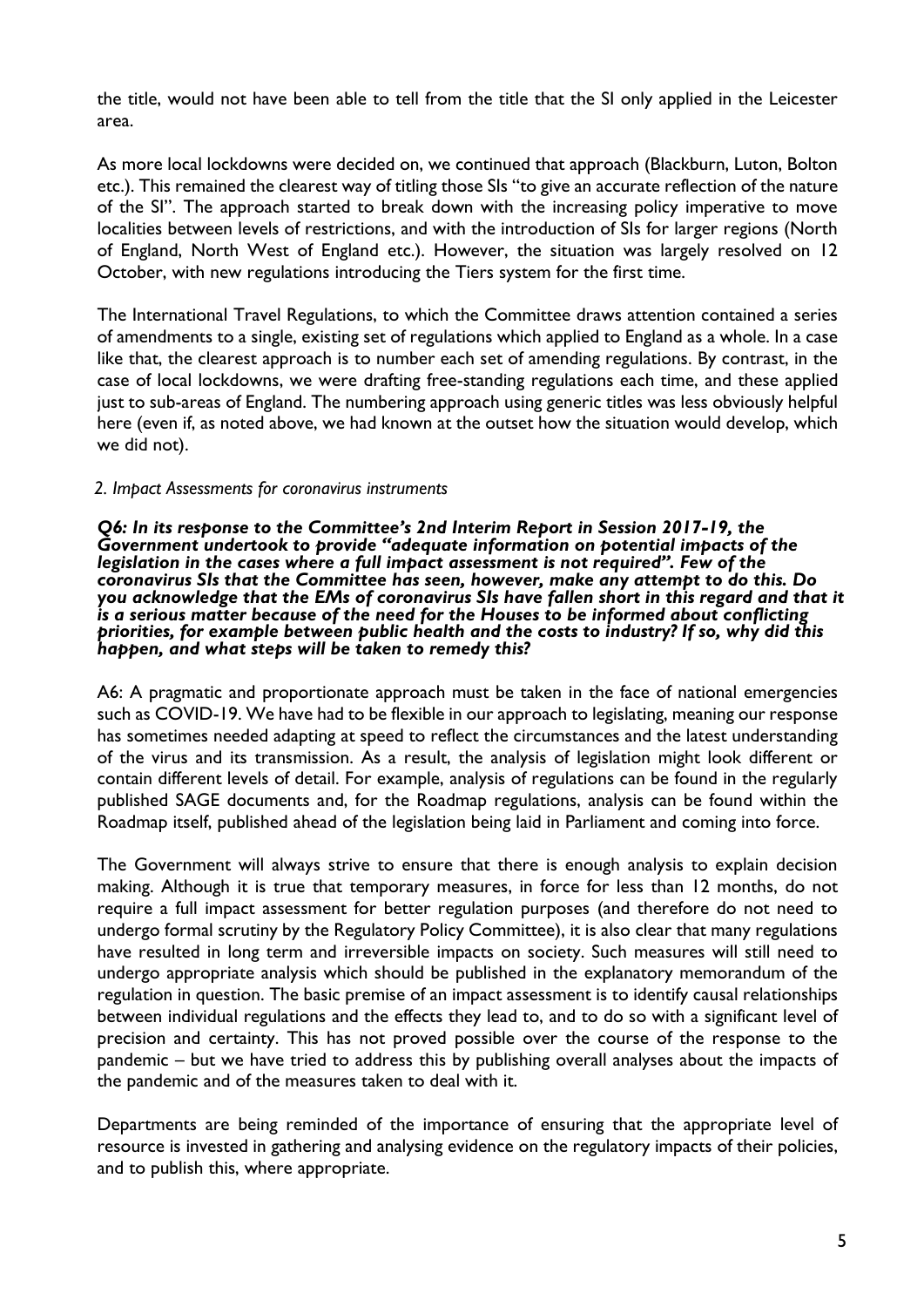the title, would not have been able to tell from the title that the SI only applied in the Leicester area.

As more local lockdowns were decided on, we continued that approach (Blackburn, Luton, Bolton etc.). This remained the clearest way of titling those SIs "to give an accurate reflection of the nature of the SI". The approach started to break down with the increasing policy imperative to move localities between levels of restrictions, and with the introduction of SIs for larger regions (North of England, North West of England etc.). However, the situation was largely resolved on 12 October, with new regulations introducing the Tiers system for the first time.

The International Travel Regulations, to which the Committee draws attention contained a series of amendments to a single, existing set of regulations which applied to England as a whole. In a case like that, the clearest approach is to number each set of amending regulations. By contrast, in the case of local lockdowns, we were drafting free-standing regulations each time, and these applied just to sub-areas of England. The numbering approach using generic titles was less obviously helpful here (even if, as noted above, we had known at the outset how the situation would develop, which we did not).

### *2. Impact Assessments for coronavirus instruments*

***Q6: In its response to the Committee's 2nd Interim Report in Session 2017-19, the Government undertook to provide "adequate information on potential impacts of the legislation in the cases where a full impact assessment is not required". Few of the coronavirus SIs that the Committee has seen, however, make any attempt to do this. Do you acknowledge that the EMs of coronavirus SIs have fallen short in this regard and that it is a serious matter because of the need for the Houses to be informed about conflicting priorities, for example between public health and the costs to industry? If so, why did this happen, and what steps will be taken to remedy this?***

A6: A pragmatic and proportionate approach must be taken in the face of national emergencies such as COVID-19. We have had to be flexible in our approach to legislating, meaning our response has sometimes needed adapting at speed to reflect the circumstances and the latest understanding of the virus and its transmission. As a result, the analysis of legislation might look different or contain different levels of detail. For example, analysis of regulations can be found in the regularly published SAGE documents and, for the Roadmap regulations, analysis can be found within the Roadmap itself, published ahead of the legislation being laid in Parliament and coming into force.

The Government will always strive to ensure that there is enough analysis to explain decision making. Although it is true that temporary measures, in force for less than 12 months, do not require a full impact assessment for better regulation purposes (and therefore do not need to undergo formal scrutiny by the Regulatory Policy Committee), it is also clear that many regulations have resulted in long term and irreversible impacts on society. Such measures will still need to undergo appropriate analysis which should be published in the explanatory memorandum of the regulation in question. The basic premise of an impact assessment is to identify causal relationships between individual regulations and the effects they lead to, and to do so with a significant level of precision and certainty. This has not proved possible over the course of the response to the pandemic – but we have tried to address this by publishing overall analyses about the impacts of the pandemic and of the measures taken to deal with it.

Departments are being reminded of the importance of ensuring that the appropriate level of resource is invested in gathering and analysing evidence on the regulatory impacts of their policies, and to publish this, where appropriate.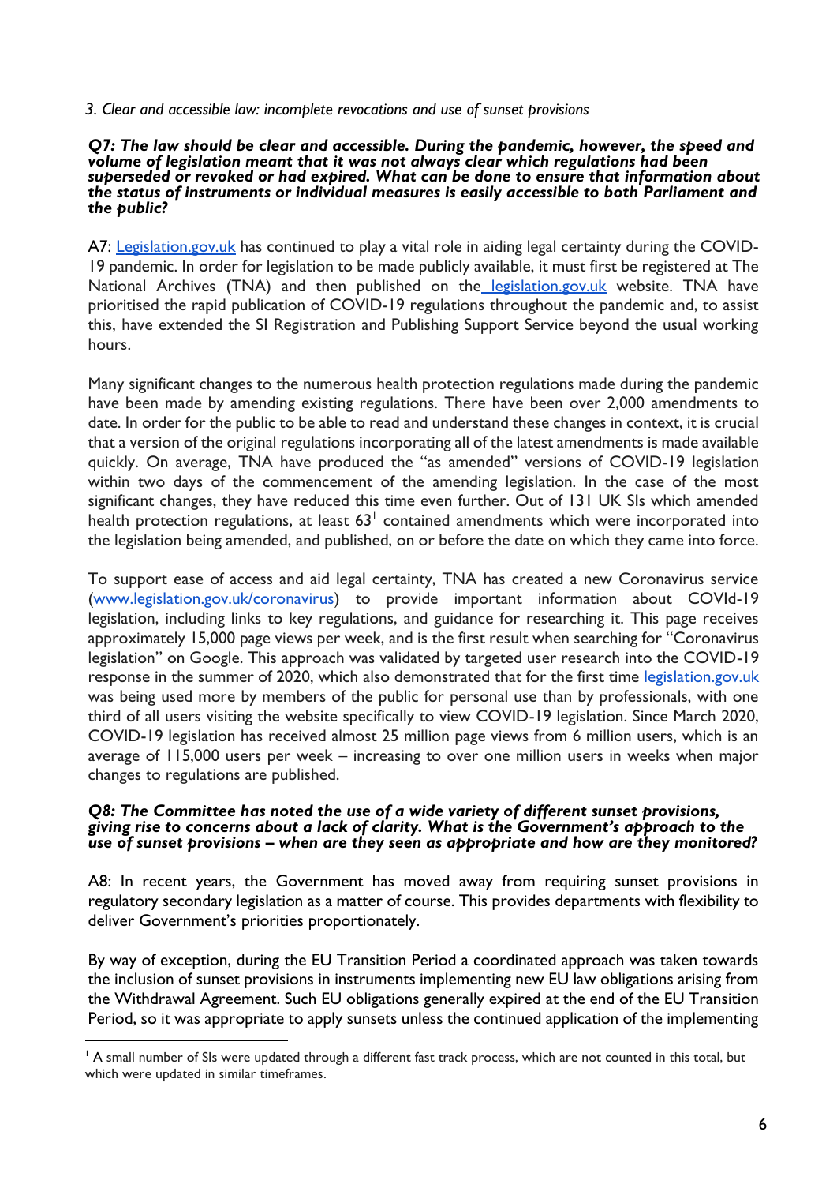*3. Clear and accessible law: incomplete revocations and use of sunset provisions*

***Q7: The law should be clear and accessible. During the pandemic, however, the speed and volume of legislation meant that it was not always clear which regulations had been superseded or revoked or had expired. What can be done to ensure that information about the status of instruments or individual measures is easily accessible to both Parliament and the public?***

A7: Legislation.gov.uk has continued to play a vital role in aiding legal certainty during the COVID-19 pandemic. In order for legislation to be made publicly available, it must first be registered at The National Archives (TNA) and then published on the legislation.gov.uk website. TNA have prioritised the rapid publication of COVID-19 regulations throughout the pandemic and, to assist this, have extended the SI Registration and Publishing Support Service beyond the usual working hours.

Many significant changes to the numerous health protection regulations made during the pandemic have been made by amending existing regulations. There have been over 2,000 amendments to date. In order for the public to be able to read and understand these changes in context, it is crucial that a version of the original regulations incorporating all of the latest amendments is made available quickly. On average, TNA have produced the "as amended" versions of COVID-19 legislation within two days of the commencement of the amending legislation. In the case of the most significant changes, they have reduced this time even further. Out of 131 UK SIs which amended health protection regulations, at least 63[1] contained amendments which were incorporated into the legislation being amended, and published, on or before the date on which they came into force.

To support ease of access and aid legal certainty, TNA has created a new Coronavirus service (www.legislation.gov.uk/coronavirus) to provide important information about COVId-19 legislation, including links to key regulations, and guidance for researching it. This page receives approximately 15,000 page views per week, and is the first result when searching for "Coronavirus legislation" on Google. This approach was validated by targeted user research into the COVID-19 response in the summer of 2020, which also demonstrated that for the first time legislation.gov.uk was being used more by members of the public for personal use than by professionals, with one third of all users visiting the website specifically to view COVID-19 legislation. Since March 2020, COVID-19 legislation has received almost 25 million page views from 6 million users, which is an average of 115,000 users per week – increasing to over one million users in weeks when major changes to regulations are published.

***Q8: The Committee has noted the use of a wide variety of different sunset provisions, giving rise to concerns about a lack of clarity. What is the Government's approach to the use of sunset provisions – when are they seen as appropriate and how are they monitored?***

A8: In recent years, the Government has moved away from requiring sunset provisions in regulatory secondary legislation as a matter of course. This provides departments with flexibility to deliver Government's priorities proportionately.

By way of exception, during the EU Transition Period a coordinated approach was taken towards the inclusion of sunset provisions in instruments implementing new EU law obligations arising from the Withdrawal Agreement. Such EU obligations generally expired at the end of the EU Transition Period, so it was appropriate to apply sunsets unless the continued application of the implementing

---

[1] A small number of SIs were updated through a different fast track process, which are not counted in this total, but which were updated in similar timeframes.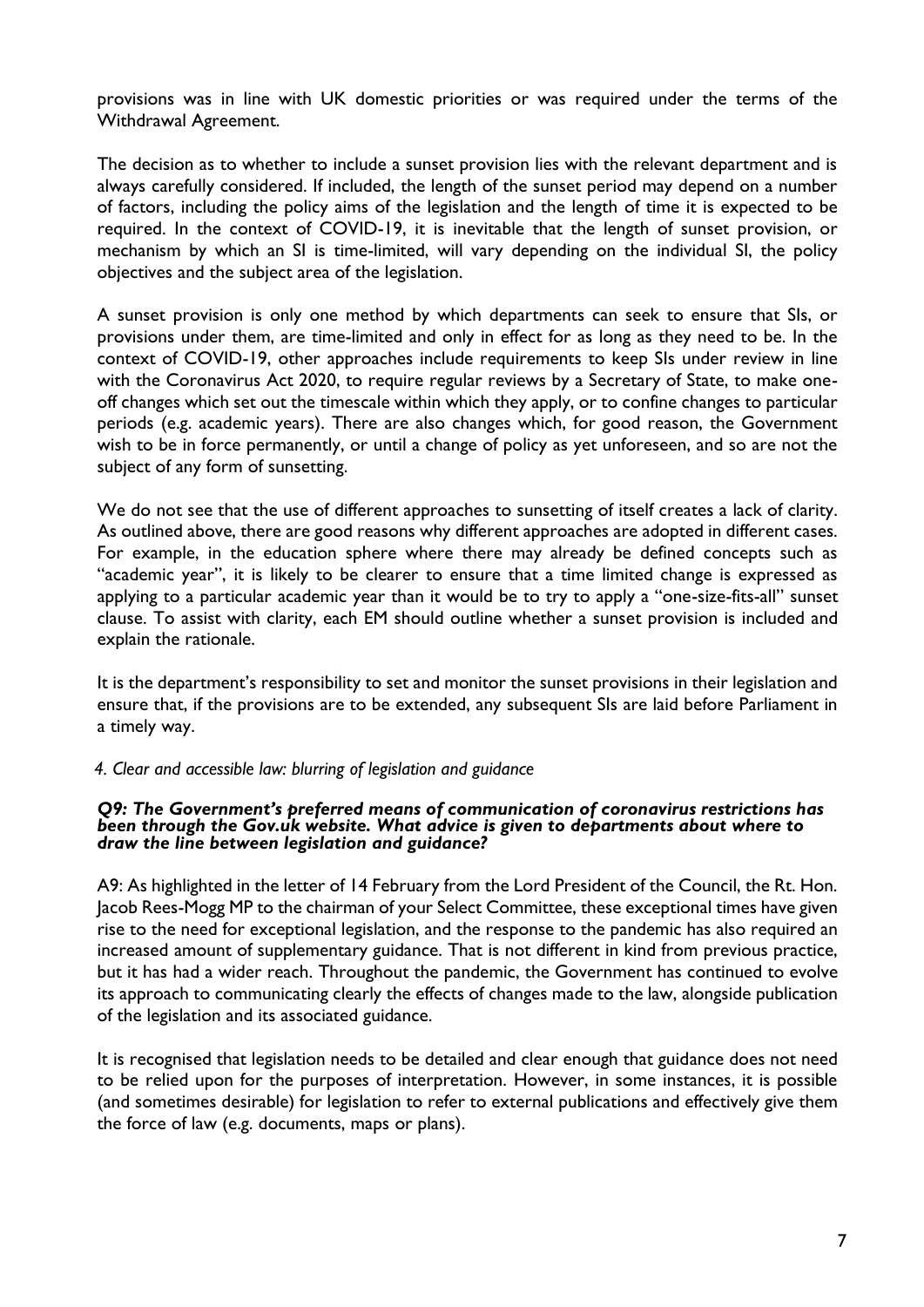provisions was in line with UK domestic priorities or was required under the terms of the Withdrawal Agreement.

The decision as to whether to include a sunset provision lies with the relevant department and is always carefully considered. If included, the length of the sunset period may depend on a number of factors, including the policy aims of the legislation and the length of time it is expected to be required. In the context of COVID-19, it is inevitable that the length of sunset provision, or mechanism by which an SI is time-limited, will vary depending on the individual SI, the policy objectives and the subject area of the legislation.

A sunset provision is only one method by which departments can seek to ensure that SIs, or provisions under them, are time-limited and only in effect for as long as they need to be. In the context of COVID-19, other approaches include requirements to keep SIs under review in line with the Coronavirus Act 2020, to require regular reviews by a Secretary of State, to make one-off changes which set out the timescale within which they apply, or to confine changes to particular periods (e.g. academic years). There are also changes which, for good reason, the Government wish to be in force permanently, or until a change of policy as yet unforeseen, and so are not the subject of any form of sunsetting.

We do not see that the use of different approaches to sunsetting of itself creates a lack of clarity. As outlined above, there are good reasons why different approaches are adopted in different cases. For example, in the education sphere where there may already be defined concepts such as "academic year", it is likely to be clearer to ensure that a time limited change is expressed as applying to a particular academic year than it would be to try to apply a "one-size-fits-all" sunset clause. To assist with clarity, each EM should outline whether a sunset provision is included and explain the rationale.

It is the department's responsibility to set and monitor the sunset provisions in their legislation and ensure that, if the provisions are to be extended, any subsequent SIs are laid before Parliament in a timely way.

*4. Clear and accessible law: blurring of legislation and guidance*

***Q9: The Government's preferred means of communication of coronavirus restrictions has been through the Gov.uk website. What advice is given to departments about where to draw the line between legislation and guidance?***

A9: As highlighted in the letter of 14 February from the Lord President of the Council, the Rt. Hon. Jacob Rees-Mogg MP to the chairman of your Select Committee, these exceptional times have given rise to the need for exceptional legislation, and the response to the pandemic has also required an increased amount of supplementary guidance. That is not different in kind from previous practice, but it has had a wider reach. Throughout the pandemic, the Government has continued to evolve its approach to communicating clearly the effects of changes made to the law, alongside publication of the legislation and its associated guidance.

It is recognised that legislation needs to be detailed and clear enough that guidance does not need to be relied upon for the purposes of interpretation. However, in some instances, it is possible (and sometimes desirable) for legislation to refer to external publications and effectively give them the force of law (e.g. documents, maps or plans).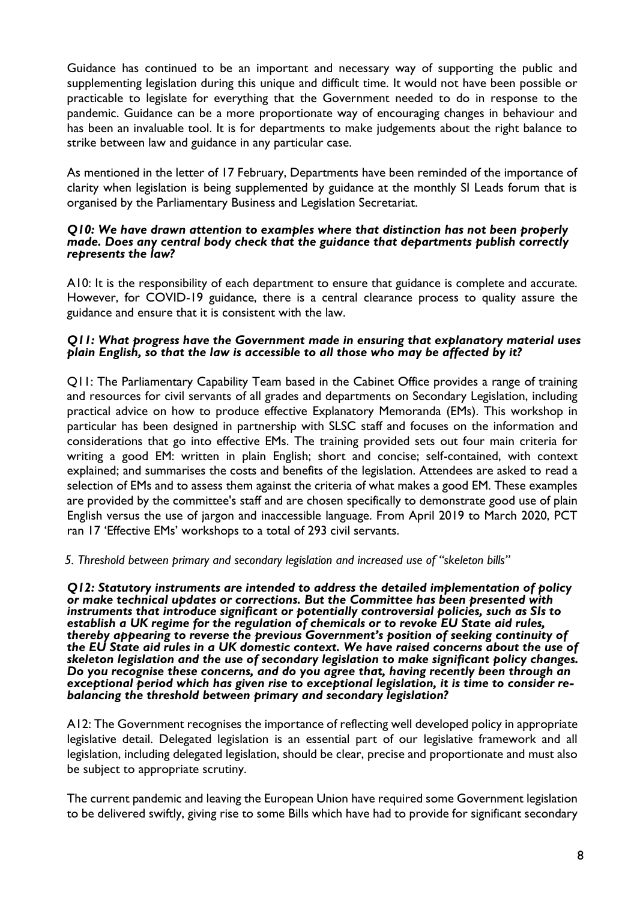Guidance has continued to be an important and necessary way of supporting the public and supplementing legislation during this unique and difficult time. It would not have been possible or practicable to legislate for everything that the Government needed to do in response to the pandemic. Guidance can be a more proportionate way of encouraging changes in behaviour and has been an invaluable tool. It is for departments to make judgements about the right balance to strike between law and guidance in any particular case.

As mentioned in the letter of 17 February, Departments have been reminded of the importance of clarity when legislation is being supplemented by guidance at the monthly SI Leads forum that is organised by the Parliamentary Business and Legislation Secretariat.

***Q10: We have drawn attention to examples where that distinction has not been properly made. Does any central body check that the guidance that departments publish correctly represents the law?***

A10: It is the responsibility of each department to ensure that guidance is complete and accurate. However, for COVID-19 guidance, there is a central clearance process to quality assure the guidance and ensure that it is consistent with the law.

***Q11: What progress have the Government made in ensuring that explanatory material uses plain English, so that the law is accessible to all those who may be affected by it?***

Q11: The Parliamentary Capability Team based in the Cabinet Office provides a range of training and resources for civil servants of all grades and departments on Secondary Legislation, including practical advice on how to produce effective Explanatory Memoranda (EMs). This workshop in particular has been designed in partnership with SLSC staff and focuses on the information and considerations that go into effective EMs. The training provided sets out four main criteria for writing a good EM: written in plain English; short and concise; self-contained, with context explained; and summarises the costs and benefits of the legislation. Attendees are asked to read a selection of EMs and to assess them against the criteria of what makes a good EM. These examples are provided by the committee's staff and are chosen specifically to demonstrate good use of plain English versus the use of jargon and inaccessible language. From April 2019 to March 2020, PCT ran 17 'Effective EMs' workshops to a total of 293 civil servants.

*5. Threshold between primary and secondary legislation and increased use of "skeleton bills"*

***Q12: Statutory instruments are intended to address the detailed implementation of policy or make technical updates or corrections. But the Committee has been presented with instruments that introduce significant or potentially controversial policies, such as SIs to establish a UK regime for the regulation of chemicals or to revoke EU State aid rules, thereby appearing to reverse the previous Government's position of seeking continuity of the EU State aid rules in a UK domestic context. We have raised concerns about the use of skeleton legislation and the use of secondary legislation to make significant policy changes. Do you recognise these concerns, and do you agree that, having recently been through an exceptional period which has given rise to exceptional legislation, it is time to consider re-balancing the threshold between primary and secondary legislation?***

A12: The Government recognises the importance of reflecting well developed policy in appropriate legislative detail. Delegated legislation is an essential part of our legislative framework and all legislation, including delegated legislation, should be clear, precise and proportionate and must also be subject to appropriate scrutiny.

The current pandemic and leaving the European Union have required some Government legislation to be delivered swiftly, giving rise to some Bills which have had to provide for significant secondary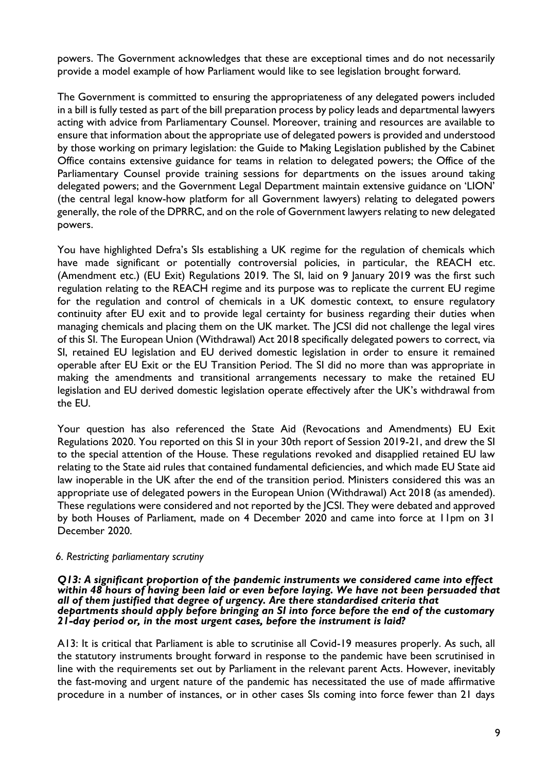powers. The Government acknowledges that these are exceptional times and do not necessarily provide a model example of how Parliament would like to see legislation brought forward.

The Government is committed to ensuring the appropriateness of any delegated powers included in a bill is fully tested as part of the bill preparation process by policy leads and departmental lawyers acting with advice from Parliamentary Counsel. Moreover, training and resources are available to ensure that information about the appropriate use of delegated powers is provided and understood by those working on primary legislation: the Guide to Making Legislation published by the Cabinet Office contains extensive guidance for teams in relation to delegated powers; the Office of the Parliamentary Counsel provide training sessions for departments on the issues around taking delegated powers; and the Government Legal Department maintain extensive guidance on 'LION' (the central legal know-how platform for all Government lawyers) relating to delegated powers generally, the role of the DPRRC, and on the role of Government lawyers relating to new delegated powers.

You have highlighted Defra's SIs establishing a UK regime for the regulation of chemicals which have made significant or potentially controversial policies, in particular, the REACH etc. (Amendment etc.) (EU Exit) Regulations 2019. The SI, laid on 9 January 2019 was the first such regulation relating to the REACH regime and its purpose was to replicate the current EU regime for the regulation and control of chemicals in a UK domestic context, to ensure regulatory continuity after EU exit and to provide legal certainty for business regarding their duties when managing chemicals and placing them on the UK market. The JCSI did not challenge the legal vires of this SI. The European Union (Withdrawal) Act 2018 specifically delegated powers to correct, via SI, retained EU legislation and EU derived domestic legislation in order to ensure it remained operable after EU Exit or the EU Transition Period. The SI did no more than was appropriate in making the amendments and transitional arrangements necessary to make the retained EU legislation and EU derived domestic legislation operate effectively after the UK's withdrawal from the EU.

Your question has also referenced the State Aid (Revocations and Amendments) EU Exit Regulations 2020. You reported on this SI in your 30th report of Session 2019-21, and drew the SI to the special attention of the House. These regulations revoked and disapplied retained EU law relating to the State aid rules that contained fundamental deficiencies, and which made EU State aid law inoperable in the UK after the end of the transition period. Ministers considered this was an appropriate use of delegated powers in the European Union (Withdrawal) Act 2018 (as amended). These regulations were considered and not reported by the JCSI. They were debated and approved by both Houses of Parliament, made on 4 December 2020 and came into force at 11pm on 31 December 2020.

### *6. Restricting parliamentary scrutiny*

***Q13: A significant proportion of the pandemic instruments we considered came into effect within 48 hours of having been laid or even before laying. We have not been persuaded that all of them justified that degree of urgency. Are there standardised criteria that departments should apply before bringing an SI into force before the end of the customary 21-day period or, in the most urgent cases, before the instrument is laid?***

A13: It is critical that Parliament is able to scrutinise all Covid-19 measures properly. As such, all the statutory instruments brought forward in response to the pandemic have been scrutinised in line with the requirements set out by Parliament in the relevant parent Acts. However, inevitably the fast-moving and urgent nature of the pandemic has necessitated the use of made affirmative procedure in a number of instances, or in other cases SIs coming into force fewer than 21 days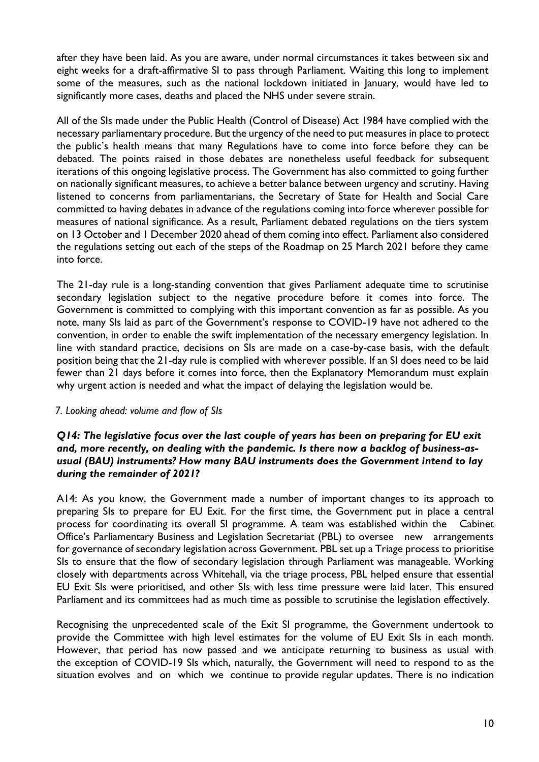after they have been laid. As you are aware, under normal circumstances it takes between six and eight weeks for a draft-affirmative SI to pass through Parliament. Waiting this long to implement some of the measures, such as the national lockdown initiated in January, would have led to significantly more cases, deaths and placed the NHS under severe strain.

All of the SIs made under the Public Health (Control of Disease) Act 1984 have complied with the necessary parliamentary procedure. But the urgency of the need to put measures in place to protect the public's health means that many Regulations have to come into force before they can be debated. The points raised in those debates are nonetheless useful feedback for subsequent iterations of this ongoing legislative process. The Government has also committed to going further on nationally significant measures, to achieve a better balance between urgency and scrutiny. Having listened to concerns from parliamentarians, the Secretary of State for Health and Social Care committed to having debates in advance of the regulations coming into force wherever possible for measures of national significance. As a result, Parliament debated regulations on the tiers system on 13 October and 1 December 2020 ahead of them coming into effect. Parliament also considered the regulations setting out each of the steps of the Roadmap on 25 March 2021 before they came into force.

The 21-day rule is a long-standing convention that gives Parliament adequate time to scrutinise secondary legislation subject to the negative procedure before it comes into force. The Government is committed to complying with this important convention as far as possible. As you note, many SIs laid as part of the Government's response to COVID-19 have not adhered to the convention, in order to enable the swift implementation of the necessary emergency legislation. In line with standard practice, decisions on SIs are made on a case-by-case basis, with the default position being that the 21-day rule is complied with wherever possible. If an SI does need to be laid fewer than 21 days before it comes into force, then the Explanatory Memorandum must explain why urgent action is needed and what the impact of delaying the legislation would be.

*7. Looking ahead: volume and flow of SIs*

***Q14: The legislative focus over the last couple of years has been on preparing for EU exit and, more recently, on dealing with the pandemic. Is there now a backlog of business-as-usual (BAU) instruments? How many BAU instruments does the Government intend to lay during the remainder of 2021?***

A14: As you know, the Government made a number of important changes to its approach to preparing SIs to prepare for EU Exit. For the first time, the Government put in place a central process for coordinating its overall SI programme. A team was established within the Cabinet Office's Parliamentary Business and Legislation Secretariat (PBL) to oversee new arrangements for governance of secondary legislation across Government. PBL set up a Triage process to prioritise SIs to ensure that the flow of secondary legislation through Parliament was manageable. Working closely with departments across Whitehall, via the triage process, PBL helped ensure that essential EU Exit SIs were prioritised, and other SIs with less time pressure were laid later. This ensured Parliament and its committees had as much time as possible to scrutinise the legislation effectively.

Recognising the unprecedented scale of the Exit SI programme, the Government undertook to provide the Committee with high level estimates for the volume of EU Exit SIs in each month. However, that period has now passed and we anticipate returning to business as usual with the exception of COVID-19 SIs which, naturally, the Government will need to respond to as the situation evolves and on which we continue to provide regular updates. There is no indication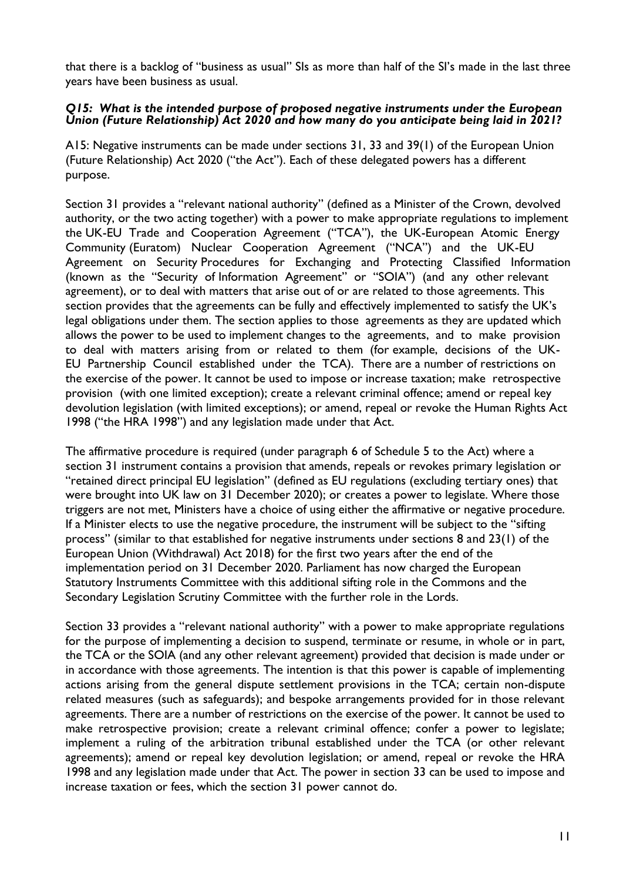that there is a backlog of "business as usual" SIs as more than half of the SI's made in the last three years have been business as usual.

***Q15: What is the intended purpose of proposed negative instruments under the European Union (Future Relationship) Act 2020 and how many do you anticipate being laid in 2021?***

A15: Negative instruments can be made under sections 31, 33 and 39(1) of the European Union (Future Relationship) Act 2020 ("the Act"). Each of these delegated powers has a different purpose.

Section 31 provides a "relevant national authority" (defined as a Minister of the Crown, devolved authority, or the two acting together) with a power to make appropriate regulations to implement the UK-EU Trade and Cooperation Agreement ("TCA"), the UK-European Atomic Energy Community (Euratom) Nuclear Cooperation Agreement ("NCA") and the UK-EU Agreement on Security Procedures for Exchanging and Protecting Classified Information (known as the "Security of Information Agreement" or "SOIA") (and any other relevant agreement), or to deal with matters that arise out of or are related to those agreements. This section provides that the agreements can be fully and effectively implemented to satisfy the UK's legal obligations under them. The section applies to those agreements as they are updated which allows the power to be used to implement changes to the agreements, and to make provision to deal with matters arising from or related to them (for example, decisions of the UK-EU Partnership Council established under the TCA). There are a number of restrictions on the exercise of the power. It cannot be used to impose or increase taxation; make retrospective provision (with one limited exception); create a relevant criminal offence; amend or repeal key devolution legislation (with limited exceptions); or amend, repeal or revoke the Human Rights Act 1998 ("the HRA 1998") and any legislation made under that Act.

The affirmative procedure is required (under paragraph 6 of Schedule 5 to the Act) where a section 31 instrument contains a provision that amends, repeals or revokes primary legislation or "retained direct principal EU legislation" (defined as EU regulations (excluding tertiary ones) that were brought into UK law on 31 December 2020); or creates a power to legislate. Where those triggers are not met, Ministers have a choice of using either the affirmative or negative procedure. If a Minister elects to use the negative procedure, the instrument will be subject to the "sifting process" (similar to that established for negative instruments under sections 8 and 23(1) of the European Union (Withdrawal) Act 2018) for the first two years after the end of the implementation period on 31 December 2020. Parliament has now charged the European Statutory Instruments Committee with this additional sifting role in the Commons and the Secondary Legislation Scrutiny Committee with the further role in the Lords.

Section 33 provides a "relevant national authority" with a power to make appropriate regulations for the purpose of implementing a decision to suspend, terminate or resume, in whole or in part, the TCA or the SOIA (and any other relevant agreement) provided that decision is made under or in accordance with those agreements. The intention is that this power is capable of implementing actions arising from the general dispute settlement provisions in the TCA; certain non-dispute related measures (such as safeguards); and bespoke arrangements provided for in those relevant agreements. There are a number of restrictions on the exercise of the power. It cannot be used to make retrospective provision; create a relevant criminal offence; confer a power to legislate; implement a ruling of the arbitration tribunal established under the TCA (or other relevant agreements); amend or repeal key devolution legislation; or amend, repeal or revoke the HRA 1998 and any legislation made under that Act. The power in section 33 can be used to impose and increase taxation or fees, which the section 31 power cannot do.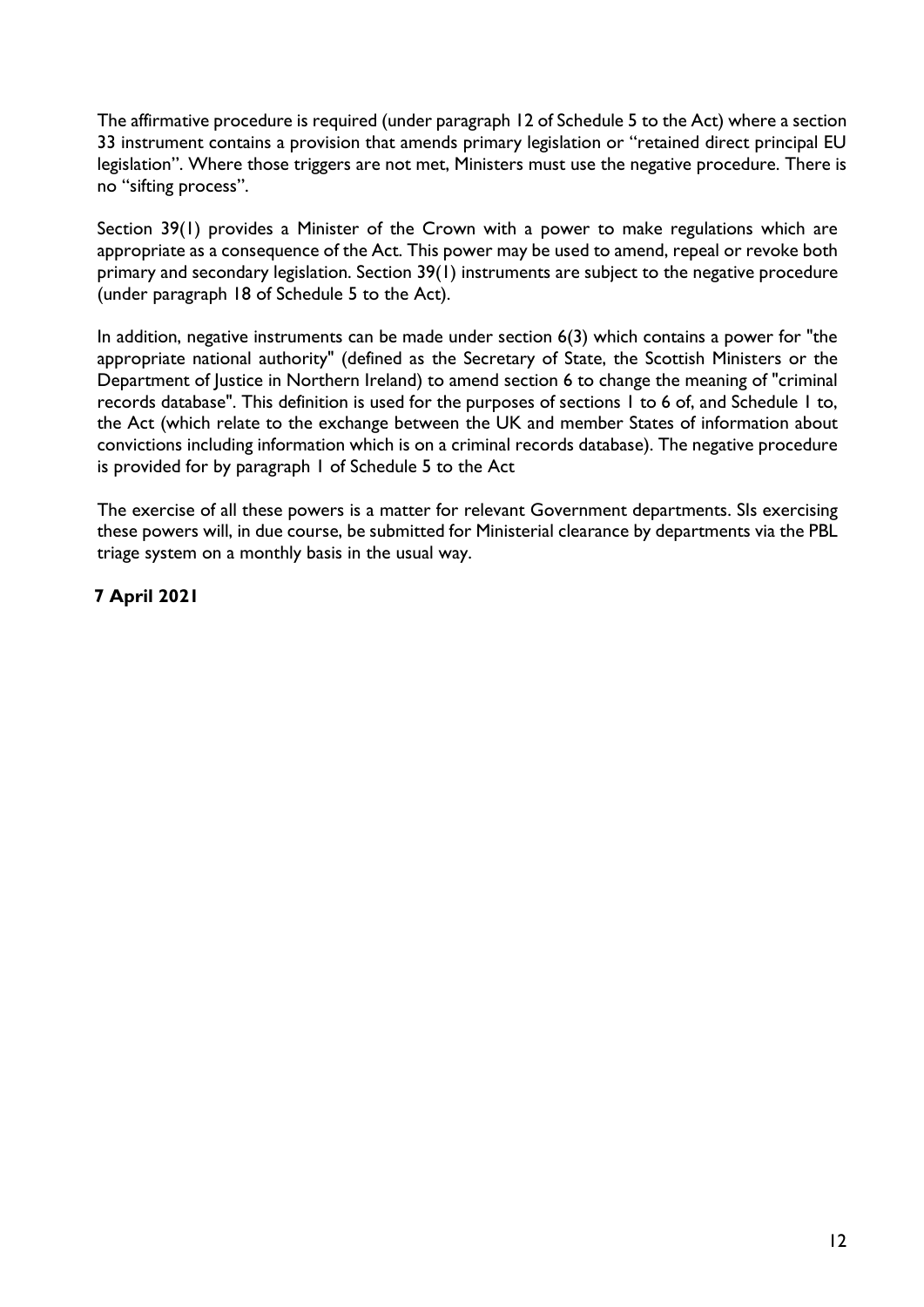The affirmative procedure is required (under paragraph 12 of Schedule 5 to the Act) where a section 33 instrument contains a provision that amends primary legislation or "retained direct principal EU legislation". Where those triggers are not met, Ministers must use the negative procedure. There is no "sifting process".

Section 39(1) provides a Minister of the Crown with a power to make regulations which are appropriate as a consequence of the Act. This power may be used to amend, repeal or revoke both primary and secondary legislation. Section 39(1) instruments are subject to the negative procedure (under paragraph 18 of Schedule 5 to the Act).

In addition, negative instruments can be made under section 6(3) which contains a power for "the appropriate national authority" (defined as the Secretary of State, the Scottish Ministers or the Department of Justice in Northern Ireland) to amend section 6 to change the meaning of "criminal records database". This definition is used for the purposes of sections 1 to 6 of, and Schedule 1 to, the Act (which relate to the exchange between the UK and member States of information about convictions including information which is on a criminal records database). The negative procedure is provided for by paragraph 1 of Schedule 5 to the Act

The exercise of all these powers is a matter for relevant Government departments. SIs exercising these powers will, in due course, be submitted for Ministerial clearance by departments via the PBL triage system on a monthly basis in the usual way.

**7 April 2021**